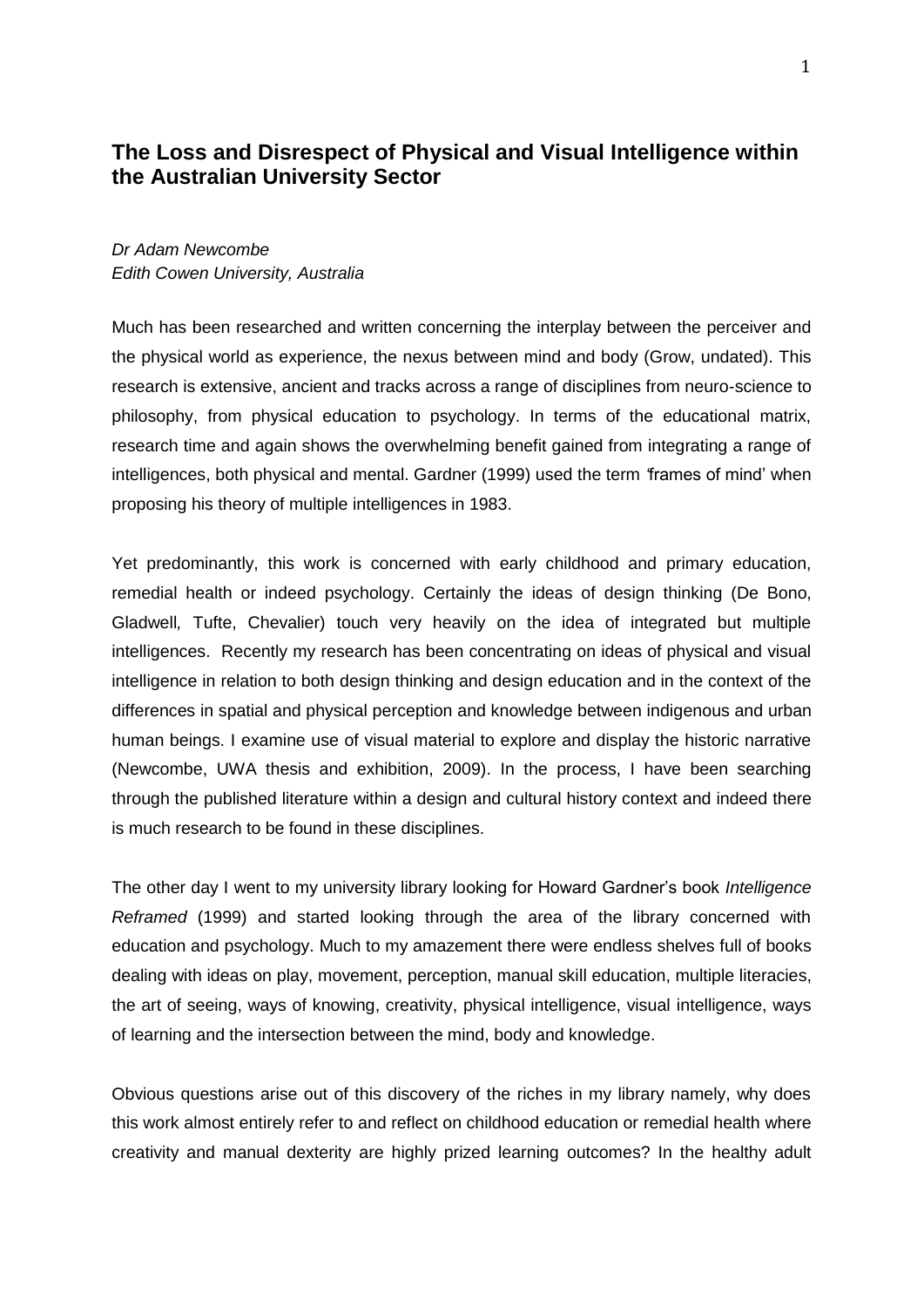# The Loss and Disrespect of Physical and Visual Intelligence within the Australian University Sector

*Dr Adam Newcombe*
*Edith Cowen University, Australia*

Much has been researched and written concerning the interplay between the perceiver and the physical world as experience, the nexus between mind and body (Grow, undated). This research is extensive, ancient and tracks across a range of disciplines from neuro-science to philosophy, from physical education to psychology. In terms of the educational matrix, research time and again shows the overwhelming benefit gained from integrating a range of intelligences, both physical and mental. Gardner (1999) used the term 'frames of mind' when proposing his theory of multiple intelligences in 1983.

Yet predominantly, this work is concerned with early childhood and primary education, remedial health or indeed psychology. Certainly the ideas of design thinking (De Bono, Gladwell*,* Tufte, Chevalier) touch very heavily on the idea of integrated but multiple intelligences. Recently my research has been concentrating on ideas of physical and visual intelligence in relation to both design thinking and design education and in the context of the differences in spatial and physical perception and knowledge between indigenous and urban human beings. I examine use of visual material to explore and display the historic narrative (Newcombe, UWA thesis and exhibition, 2009). In the process, I have been searching through the published literature within a design and cultural history context and indeed there is much research to be found in these disciplines.

The other day I went to my university library looking for Howard Gardner's book *Intelligence Reframed* (1999) and started looking through the area of the library concerned with education and psychology. Much to my amazement there were endless shelves full of books dealing with ideas on play, movement, perception, manual skill education, multiple literacies, the art of seeing, ways of knowing, creativity, physical intelligence, visual intelligence, ways of learning and the intersection between the mind, body and knowledge.

Obvious questions arise out of this discovery of the riches in my library namely, why does this work almost entirely refer to and reflect on childhood education or remedial health where creativity and manual dexterity are highly prized learning outcomes? In the healthy adult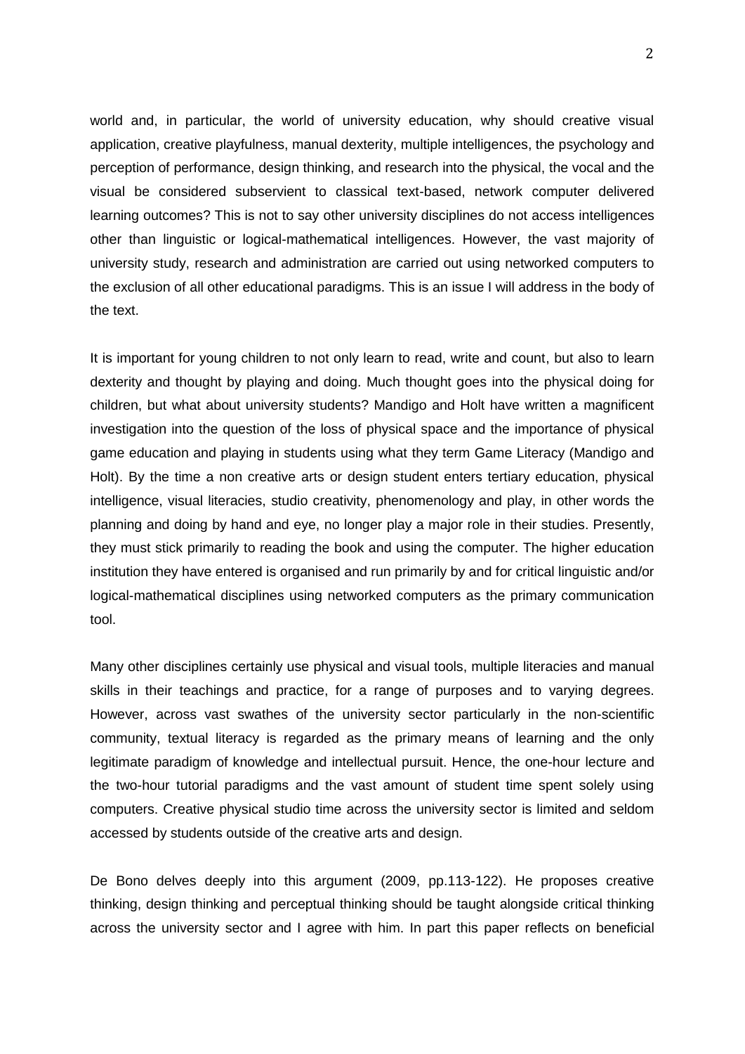world and, in particular, the world of university education, why should creative visual application, creative playfulness, manual dexterity, multiple intelligences, the psychology and perception of performance, design thinking, and research into the physical, the vocal and the visual be considered subservient to classical text-based, network computer delivered learning outcomes? This is not to say other university disciplines do not access intelligences other than linguistic or logical-mathematical intelligences. However, the vast majority of university study, research and administration are carried out using networked computers to the exclusion of all other educational paradigms. This is an issue I will address in the body of the text.

It is important for young children to not only learn to read, write and count, but also to learn dexterity and thought by playing and doing. Much thought goes into the physical doing for children, but what about university students? Mandigo and Holt have written a magnificent investigation into the question of the loss of physical space and the importance of physical game education and playing in students using what they term Game Literacy (Mandigo and Holt). By the time a non creative arts or design student enters tertiary education, physical intelligence, visual literacies, studio creativity, phenomenology and play, in other words the planning and doing by hand and eye, no longer play a major role in their studies. Presently, they must stick primarily to reading the book and using the computer. The higher education institution they have entered is organised and run primarily by and for critical linguistic and/or logical-mathematical disciplines using networked computers as the primary communication tool.

Many other disciplines certainly use physical and visual tools, multiple literacies and manual skills in their teachings and practice, for a range of purposes and to varying degrees. However, across vast swathes of the university sector particularly in the non-scientific community, textual literacy is regarded as the primary means of learning and the only legitimate paradigm of knowledge and intellectual pursuit. Hence, the one-hour lecture and the two-hour tutorial paradigms and the vast amount of student time spent solely using computers. Creative physical studio time across the university sector is limited and seldom accessed by students outside of the creative arts and design.

De Bono delves deeply into this argument (2009, pp.113-122). He proposes creative thinking, design thinking and perceptual thinking should be taught alongside critical thinking across the university sector and I agree with him. In part this paper reflects on beneficial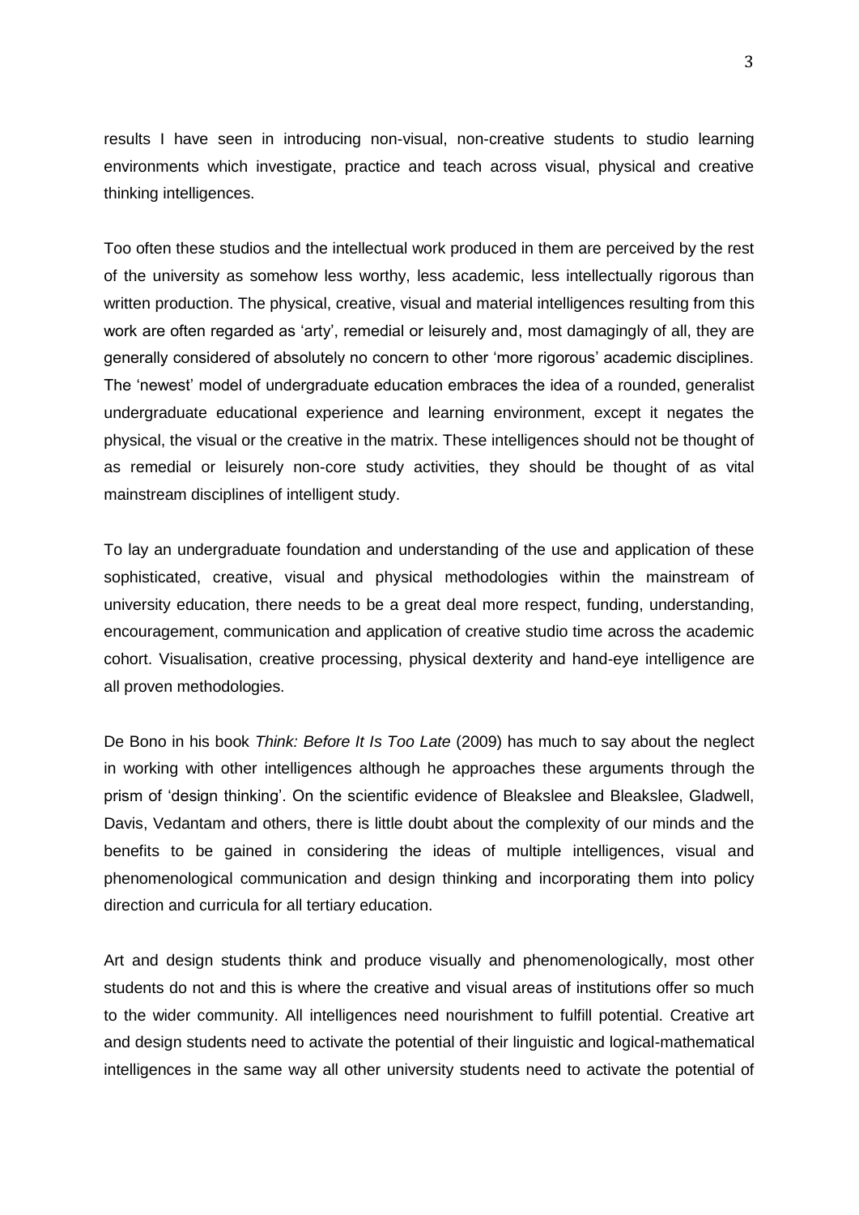results I have seen in introducing non-visual, non-creative students to studio learning environments which investigate, practice and teach across visual, physical and creative thinking intelligences.

Too often these studios and the intellectual work produced in them are perceived by the rest of the university as somehow less worthy, less academic, less intellectually rigorous than written production. The physical, creative, visual and material intelligences resulting from this work are often regarded as 'arty', remedial or leisurely and, most damagingly of all, they are generally considered of absolutely no concern to other 'more rigorous' academic disciplines. The 'newest' model of undergraduate education embraces the idea of a rounded, generalist undergraduate educational experience and learning environment, except it negates the physical, the visual or the creative in the matrix. These intelligences should not be thought of as remedial or leisurely non-core study activities, they should be thought of as vital mainstream disciplines of intelligent study.

To lay an undergraduate foundation and understanding of the use and application of these sophisticated, creative, visual and physical methodologies within the mainstream of university education, there needs to be a great deal more respect, funding, understanding, encouragement, communication and application of creative studio time across the academic cohort. Visualisation, creative processing, physical dexterity and hand-eye intelligence are all proven methodologies.

De Bono in his book *Think: Before It Is Too Late* (2009) has much to say about the neglect in working with other intelligences although he approaches these arguments through the prism of 'design thinking'. On the scientific evidence of Bleakslee and Bleakslee, Gladwell, Davis, Vedantam and others, there is little doubt about the complexity of our minds and the benefits to be gained in considering the ideas of multiple intelligences, visual and phenomenological communication and design thinking and incorporating them into policy direction and curricula for all tertiary education.

Art and design students think and produce visually and phenomenologically, most other students do not and this is where the creative and visual areas of institutions offer so much to the wider community. All intelligences need nourishment to fulfill potential. Creative art and design students need to activate the potential of their linguistic and logical-mathematical intelligences in the same way all other university students need to activate the potential of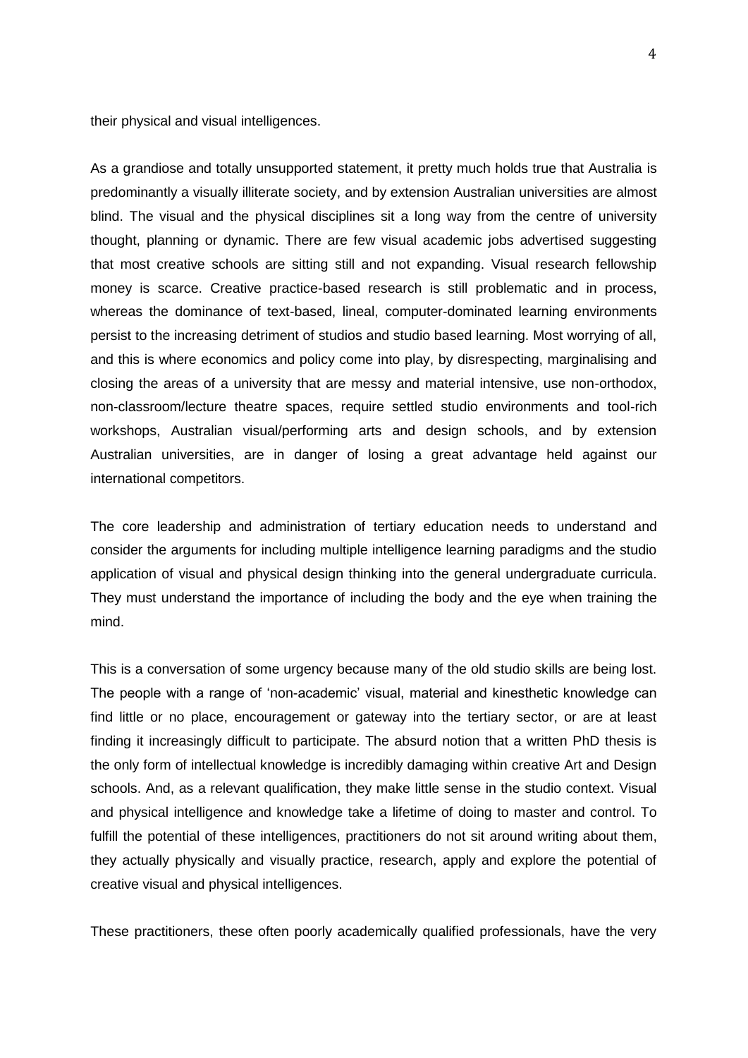their physical and visual intelligences.

As a grandiose and totally unsupported statement, it pretty much holds true that Australia is predominantly a visually illiterate society, and by extension Australian universities are almost blind. The visual and the physical disciplines sit a long way from the centre of university thought, planning or dynamic. There are few visual academic jobs advertised suggesting that most creative schools are sitting still and not expanding. Visual research fellowship money is scarce. Creative practice-based research is still problematic and in process, whereas the dominance of text-based, lineal, computer-dominated learning environments persist to the increasing detriment of studios and studio based learning. Most worrying of all, and this is where economics and policy come into play, by disrespecting, marginalising and closing the areas of a university that are messy and material intensive, use non-orthodox, non-classroom/lecture theatre spaces, require settled studio environments and tool-rich workshops, Australian visual/performing arts and design schools, and by extension Australian universities, are in danger of losing a great advantage held against our international competitors.

The core leadership and administration of tertiary education needs to understand and consider the arguments for including multiple intelligence learning paradigms and the studio application of visual and physical design thinking into the general undergraduate curricula. They must understand the importance of including the body and the eye when training the mind.

This is a conversation of some urgency because many of the old studio skills are being lost. The people with a range of 'non-academic' visual, material and kinesthetic knowledge can find little or no place, encouragement or gateway into the tertiary sector, or are at least finding it increasingly difficult to participate. The absurd notion that a written PhD thesis is the only form of intellectual knowledge is incredibly damaging within creative Art and Design schools. And, as a relevant qualification, they make little sense in the studio context. Visual and physical intelligence and knowledge take a lifetime of doing to master and control. To fulfill the potential of these intelligences, practitioners do not sit around writing about them, they actually physically and visually practice, research, apply and explore the potential of creative visual and physical intelligences.

These practitioners, these often poorly academically qualified professionals, have the very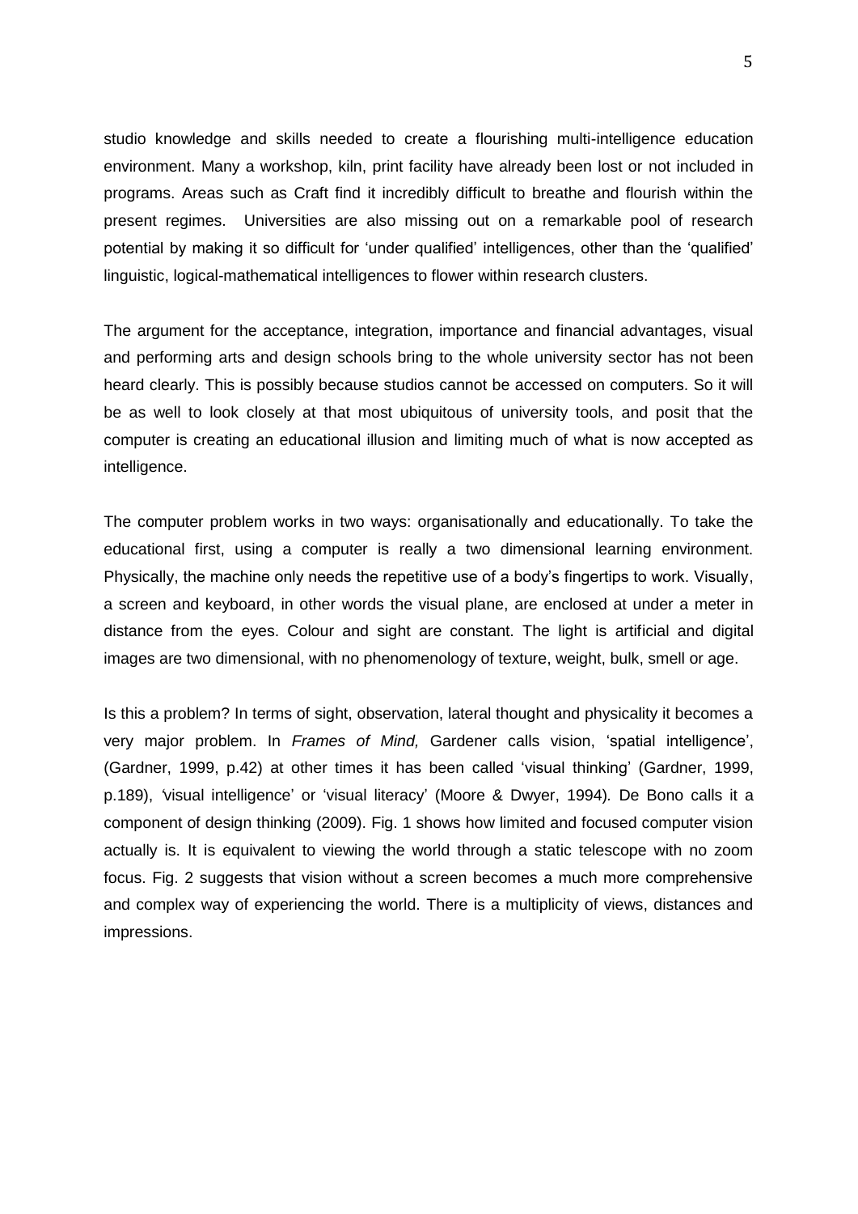studio knowledge and skills needed to create a flourishing multi-intelligence education environment. Many a workshop, kiln, print facility have already been lost or not included in programs. Areas such as Craft find it incredibly difficult to breathe and flourish within the present regimes. Universities are also missing out on a remarkable pool of research potential by making it so difficult for 'under qualified' intelligences, other than the 'qualified' linguistic, logical-mathematical intelligences to flower within research clusters.

The argument for the acceptance, integration, importance and financial advantages, visual and performing arts and design schools bring to the whole university sector has not been heard clearly. This is possibly because studios cannot be accessed on computers. So it will be as well to look closely at that most ubiquitous of university tools, and posit that the computer is creating an educational illusion and limiting much of what is now accepted as intelligence.

The computer problem works in two ways: organisationally and educationally. To take the educational first, using a computer is really a two dimensional learning environment. Physically, the machine only needs the repetitive use of a body's fingertips to work. Visually, a screen and keyboard, in other words the visual plane, are enclosed at under a meter in distance from the eyes. Colour and sight are constant. The light is artificial and digital images are two dimensional, with no phenomenology of texture, weight, bulk, smell or age.

Is this a problem? In terms of sight, observation, lateral thought and physicality it becomes a very major problem. In *Frames of Mind,* Gardener calls vision, 'spatial intelligence', (Gardner, 1999, p.42) at other times it has been called 'visual thinking' (Gardner, 1999, p.189), 'visual intelligence' or 'visual literacy' (Moore & Dwyer, 1994). De Bono calls it a component of design thinking (2009). Fig. 1 shows how limited and focused computer vision actually is. It is equivalent to viewing the world through a static telescope with no zoom focus. Fig. 2 suggests that vision without a screen becomes a much more comprehensive and complex way of experiencing the world. There is a multiplicity of views, distances and impressions.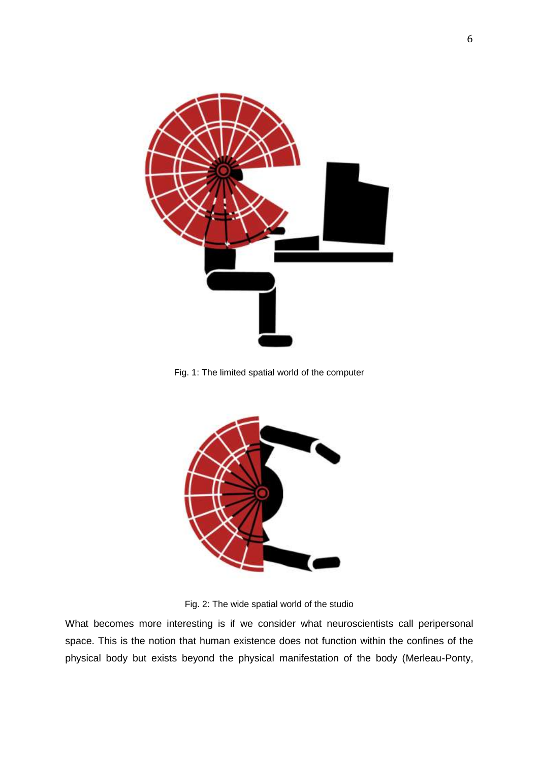Fig. 1: The limited spatial world of the computer

Fig. 2: The wide spatial world of the studio

What becomes more interesting is if we consider what neuroscientists call peripersonal space. This is the notion that human existence does not function within the confines of the physical body but exists beyond the physical manifestation of the body (Merleau-Ponty,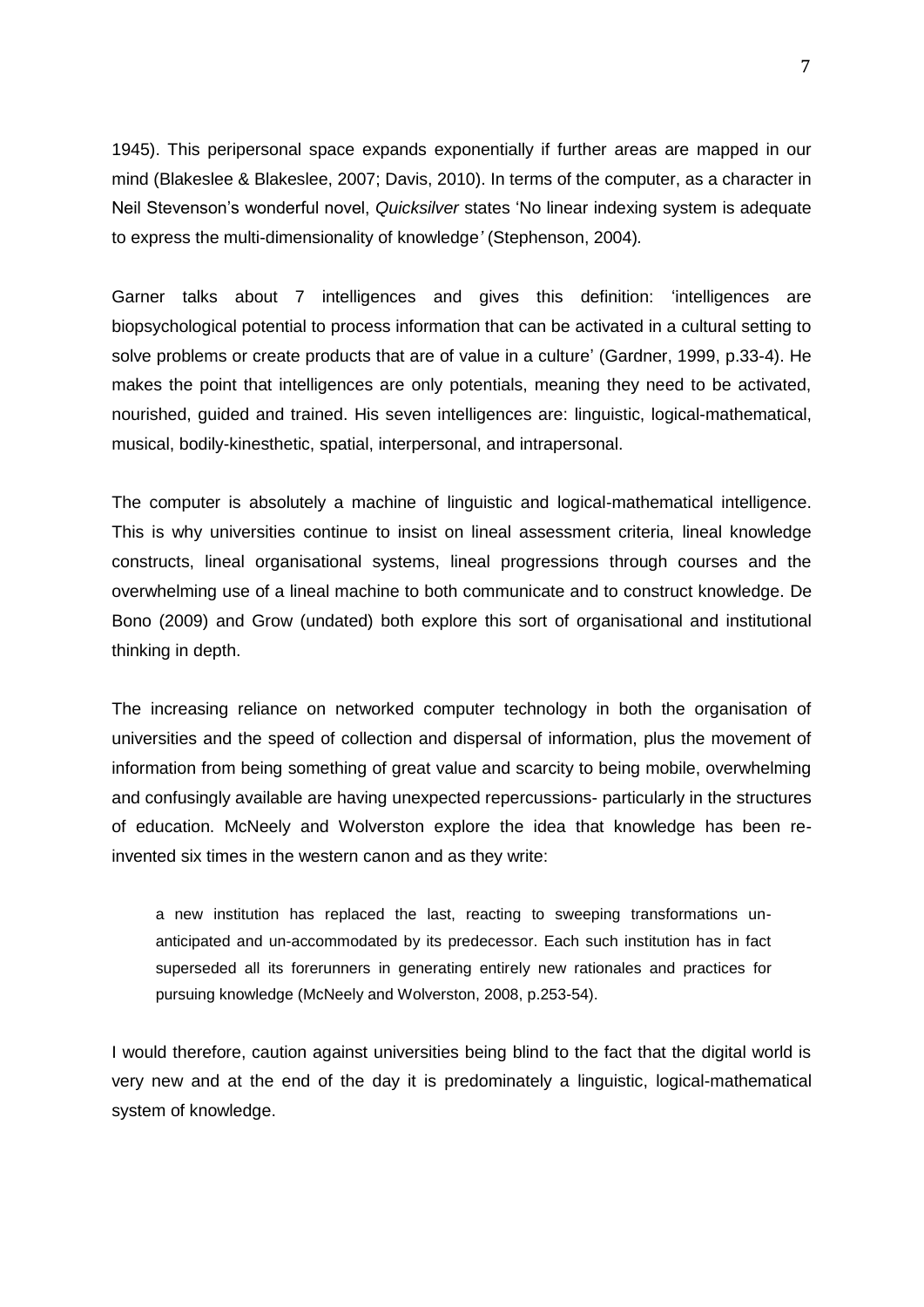1945). This peripersonal space expands exponentially if further areas are mapped in our mind (Blakeslee & Blakeslee, 2007; Davis, 2010). In terms of the computer, as a character in Neil Stevenson's wonderful novel, *Quicksilver* states 'No linear indexing system is adequate to express the multi-dimensionality of knowledge*'* (Stephenson, 2004).

Garner talks about 7 intelligences and gives this definition: 'intelligences are biopsychological potential to process information that can be activated in a cultural setting to solve problems or create products that are of value in a culture' (Gardner, 1999, p.33-4). He makes the point that intelligences are only potentials, meaning they need to be activated, nourished, guided and trained. His seven intelligences are: linguistic, logical-mathematical, musical, bodily-kinesthetic, spatial, interpersonal, and intrapersonal.

The computer is absolutely a machine of linguistic and logical-mathematical intelligence. This is why universities continue to insist on lineal assessment criteria, lineal knowledge constructs, lineal organisational systems, lineal progressions through courses and the overwhelming use of a lineal machine to both communicate and to construct knowledge. De Bono (2009) and Grow (undated) both explore this sort of organisational and institutional thinking in depth.

The increasing reliance on networked computer technology in both the organisation of universities and the speed of collection and dispersal of information, plus the movement of information from being something of great value and scarcity to being mobile, overwhelming and confusingly available are having unexpected repercussions- particularly in the structures of education. McNeely and Wolverston explore the idea that knowledge has been re-invented six times in the western canon and as they write:

> a new institution has replaced the last, reacting to sweeping transformations un-anticipated and un-accommodated by its predecessor. Each such institution has in fact superseded all its forerunners in generating entirely new rationales and practices for pursuing knowledge (McNeely and Wolverston, 2008, p.253-54).

I would therefore, caution against universities being blind to the fact that the digital world is very new and at the end of the day it is predominately a linguistic, logical-mathematical system of knowledge.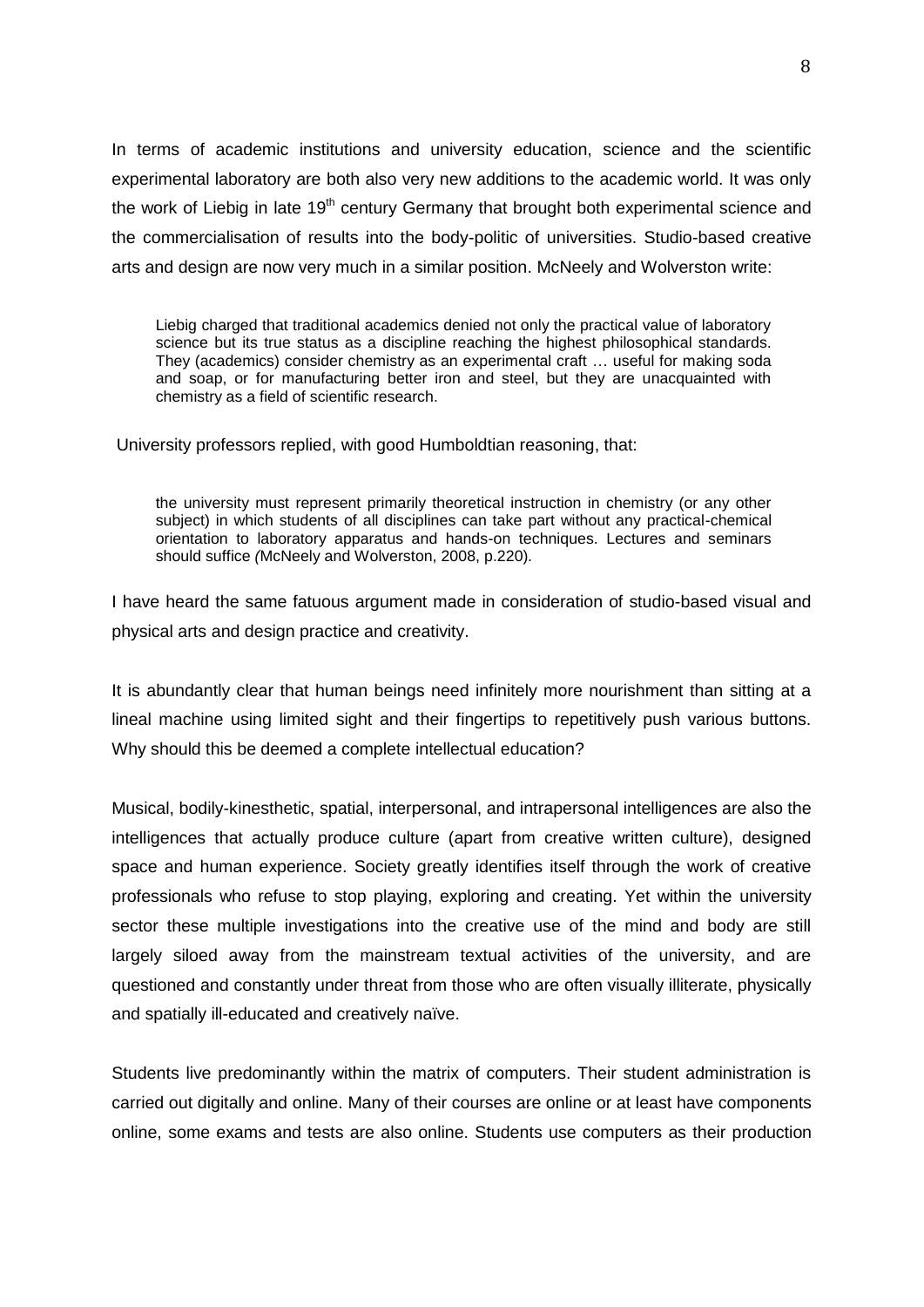In terms of academic institutions and university education, science and the scientific experimental laboratory are both also very new additions to the academic world. It was only the work of Liebig in late 19th century Germany that brought both experimental science and the commercialisation of results into the body-politic of universities. Studio-based creative arts and design are now very much in a similar position. McNeely and Wolverston write:

> Liebig charged that traditional academics denied not only the practical value of laboratory science but its true status as a discipline reaching the highest philosophical standards. They (academics) consider chemistry as an experimental craft … useful for making soda and soap, or for manufacturing better iron and steel, but they are unacquainted with chemistry as a field of scientific research.

University professors replied, with good Humboldtian reasoning, that:

> the university must represent primarily theoretical instruction in chemistry (or any other subject) in which students of all disciplines can take part without any practical-chemical orientation to laboratory apparatus and hands-on techniques. Lectures and seminars should suffice *(*McNeely and Wolverston, 2008, p.220).

I have heard the same fatuous argument made in consideration of studio-based visual and physical arts and design practice and creativity.

It is abundantly clear that human beings need infinitely more nourishment than sitting at a lineal machine using limited sight and their fingertips to repetitively push various buttons. Why should this be deemed a complete intellectual education?

Musical, bodily-kinesthetic, spatial, interpersonal, and intrapersonal intelligences are also the intelligences that actually produce culture (apart from creative written culture), designed space and human experience. Society greatly identifies itself through the work of creative professionals who refuse to stop playing, exploring and creating. Yet within the university sector these multiple investigations into the creative use of the mind and body are still largely siloed away from the mainstream textual activities of the university, and are questioned and constantly under threat from those who are often visually illiterate, physically and spatially ill-educated and creatively naïve.

Students live predominantly within the matrix of computers. Their student administration is carried out digitally and online. Many of their courses are online or at least have components online, some exams and tests are also online. Students use computers as their production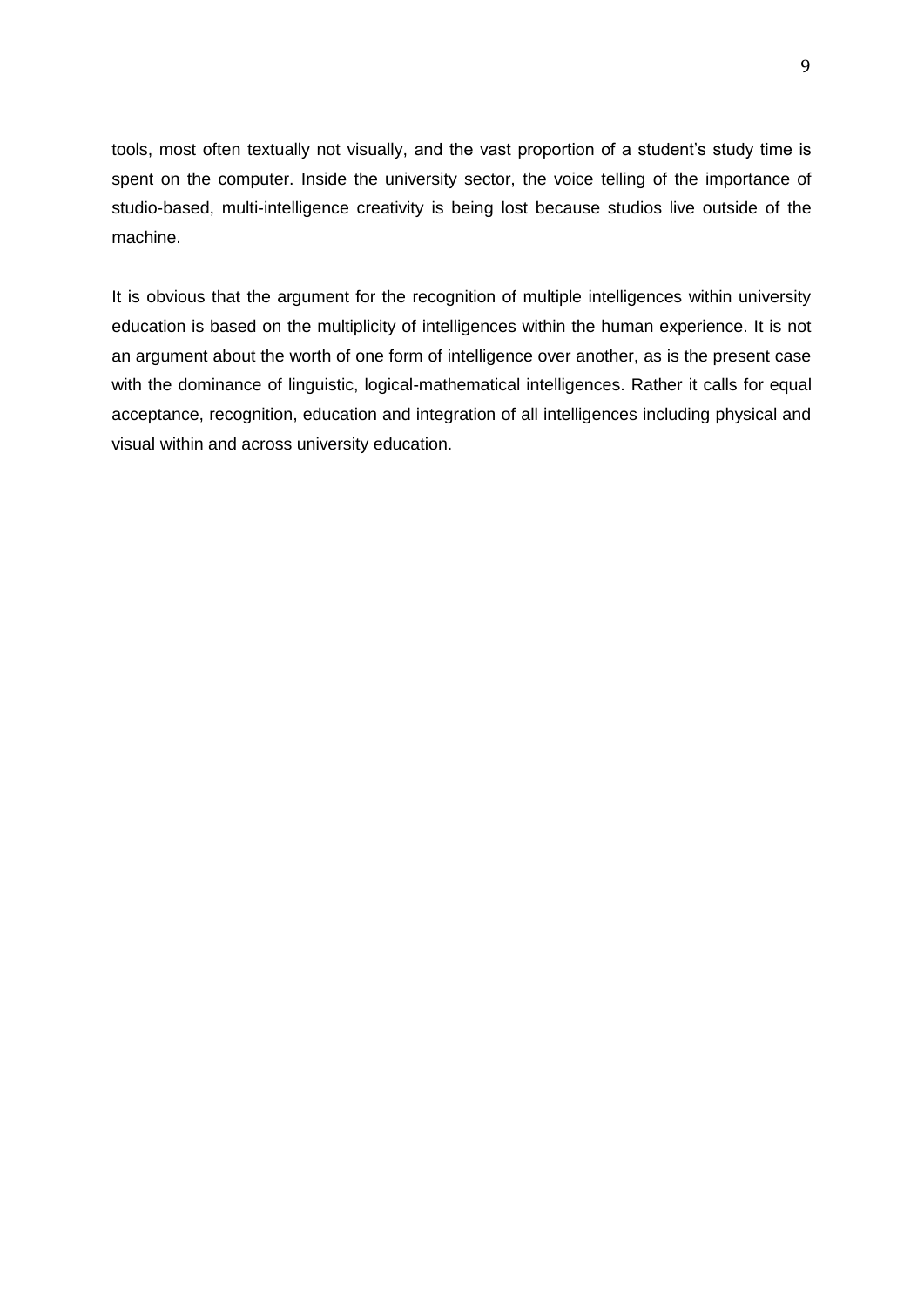tools, most often textually not visually, and the vast proportion of a student's study time is spent on the computer. Inside the university sector, the voice telling of the importance of studio-based, multi-intelligence creativity is being lost because studios live outside of the machine.

It is obvious that the argument for the recognition of multiple intelligences within university education is based on the multiplicity of intelligences within the human experience. It is not an argument about the worth of one form of intelligence over another, as is the present case with the dominance of linguistic, logical-mathematical intelligences. Rather it calls for equal acceptance, recognition, education and integration of all intelligences including physical and visual within and across university education.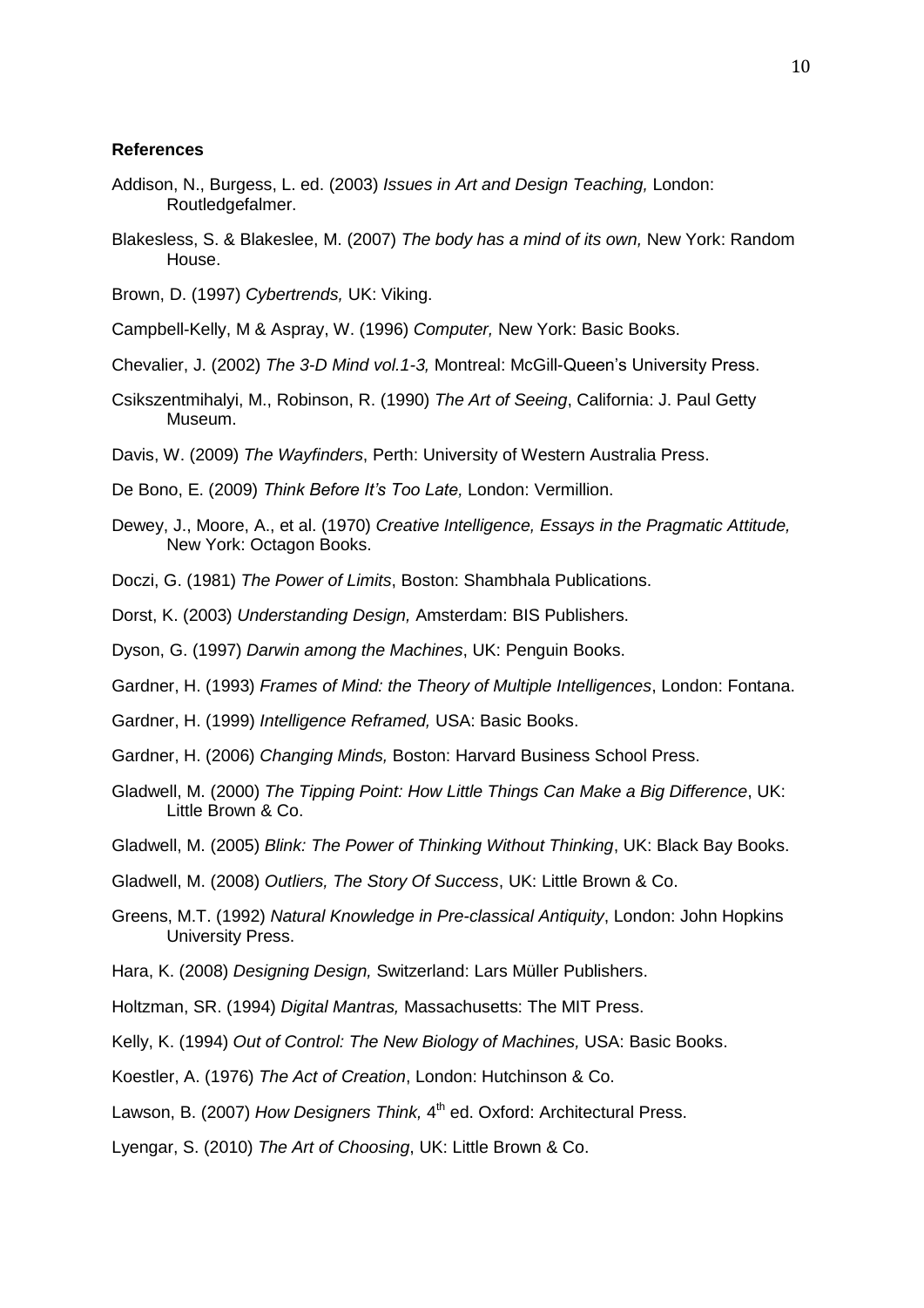**References**

Addison, N., Burgess, L. ed. (2003) *Issues in Art and Design Teaching,* London: Routledgefalmer.

Blakesless, S. & Blakeslee, M. (2007) *The body has a mind of its own,* New York: Random House.

Brown, D. (1997) *Cybertrends,* UK: Viking.

Campbell-Kelly, M & Aspray, W. (1996) *Computer,* New York: Basic Books.

Chevalier, J. (2002) *The 3-D Mind vol.1-3,* Montreal: McGill-Queen's University Press.

Csikszentmihalyi, M., Robinson, R. (1990) *The Art of Seeing*, California: J. Paul Getty Museum.

Davis, W. (2009) *The Wayfinders*, Perth: University of Western Australia Press.

De Bono, E. (2009) *Think Before It's Too Late,* London: Vermillion.

Dewey, J., Moore, A., et al. (1970) *Creative Intelligence, Essays in the Pragmatic Attitude,* New York: Octagon Books.

Doczi, G. (1981) *The Power of Limits*, Boston: Shambhala Publications.

Dorst, K. (2003) *Understanding Design,* Amsterdam: BIS Publishers.

Dyson, G. (1997) *Darwin among the Machines*, UK: Penguin Books.

Gardner, H. (1993) *Frames of Mind: the Theory of Multiple Intelligences*, London: Fontana.

Gardner, H. (1999) *Intelligence Reframed,* USA: Basic Books.

Gardner, H. (2006) *Changing Minds,* Boston: Harvard Business School Press.

Gladwell, M. (2000) *The Tipping Point: How Little Things Can Make a Big Difference*, UK: Little Brown & Co.

Gladwell, M. (2005) *Blink: The Power of Thinking Without Thinking*, UK: Black Bay Books.

Gladwell, M. (2008) *Outliers, The Story Of Success*, UK: Little Brown & Co.

Greens, M.T. (1992) *Natural Knowledge in Pre-classical Antiquity*, London: John Hopkins University Press.

Hara, K. (2008) *Designing Design,* Switzerland: Lars Müller Publishers.

Holtzman, SR. (1994) *Digital Mantras,* Massachusetts: The MIT Press.

Kelly, K. (1994) *Out of Control: The New Biology of Machines,* USA: Basic Books.

Koestler, A. (1976) *The Act of Creation*, London: Hutchinson & Co.

Lawson, B. (2007) *How Designers Think,* 4th ed. Oxford: Architectural Press.

Lyengar, S. (2010) *The Art of Choosing*, UK: Little Brown & Co.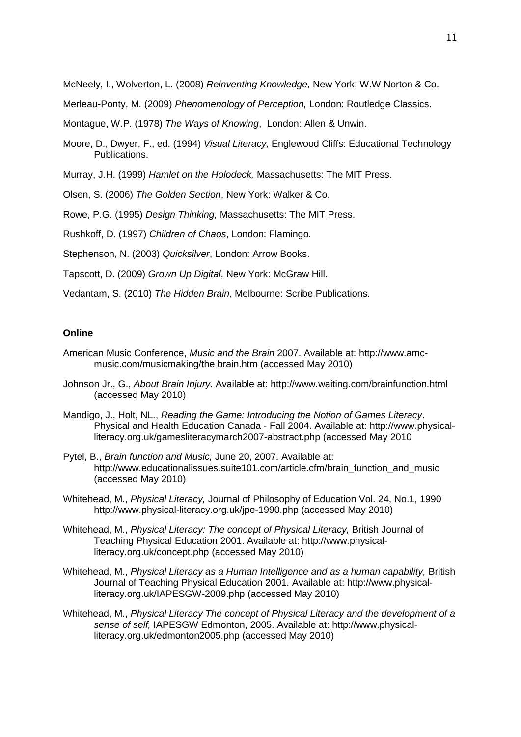McNeely, I., Wolverton, L. (2008) *Reinventing Knowledge,* New York: W.W Norton & Co.

Merleau-Ponty, M. (2009) *Phenomenology of Perception,* London: Routledge Classics.

Montague, W.P. (1978) *The Ways of Knowing*, London: Allen & Unwin.

Moore, D., Dwyer, F., ed. (1994) *Visual Literacy,* Englewood Cliffs: Educational Technology Publications.

Murray, J.H. (1999) *Hamlet on the Holodeck,* Massachusetts: The MIT Press.

Olsen, S. (2006) *The Golden Section*, New York: Walker & Co.

Rowe, P.G. (1995) *Design Thinking,* Massachusetts: The MIT Press.

Rushkoff, D. (1997) *Children of Chaos*, London: Flamingo*.*

Stephenson, N. (2003) *Quicksilver*, London: Arrow Books.

Tapscott, D. (2009) *Grown Up Digital*, New York: McGraw Hill.

Vedantam, S. (2010) *The Hidden Brain,* Melbourne: Scribe Publications.

**Online**

American Music Conference, *Music and the Brain* 2007. Available at: http://www.amc-music.com/musicmaking/the brain.htm (accessed May 2010)

Johnson Jr., G., *About Brain Injury*. Available at: http://www.waiting.com/brainfunction.html (accessed May 2010)

Mandigo, J., Holt, NL., *Reading the Game: Introducing the Notion of Games Literacy*. Physical and Health Education Canada - Fall 2004. Available at: http://www.physical-literacy.org.uk/gamesliteracymarch2007-abstract.php (accessed May 2010

Pytel, B., *Brain function and Music,* June 20, 2007. Available at: http://www.educationalissues.suite101.com/article.cfm/brain_function_and_music (accessed May 2010)

Whitehead, M., *Physical Literacy,* Journal of Philosophy of Education Vol. 24, No.1, 1990 http://www.physical-literacy.org.uk/jpe-1990.php (accessed May 2010)

Whitehead, M., *Physical Literacy: The concept of Physical Literacy,* British Journal of Teaching Physical Education 2001. Available at: http://www.physical-literacy.org.uk/concept.php (accessed May 2010)

Whitehead, M., *Physical Literacy as a Human Intelligence and as a human capability,* British Journal of Teaching Physical Education 2001. Available at: http://www.physical-literacy.org.uk/IAPESGW-2009.php (accessed May 2010)

Whitehead, M., *Physical Literacy The concept of Physical Literacy and the development of a sense of self,* IAPESGW Edmonton, 2005. Available at: http://www.physical-literacy.org.uk/edmonton2005.php (accessed May 2010)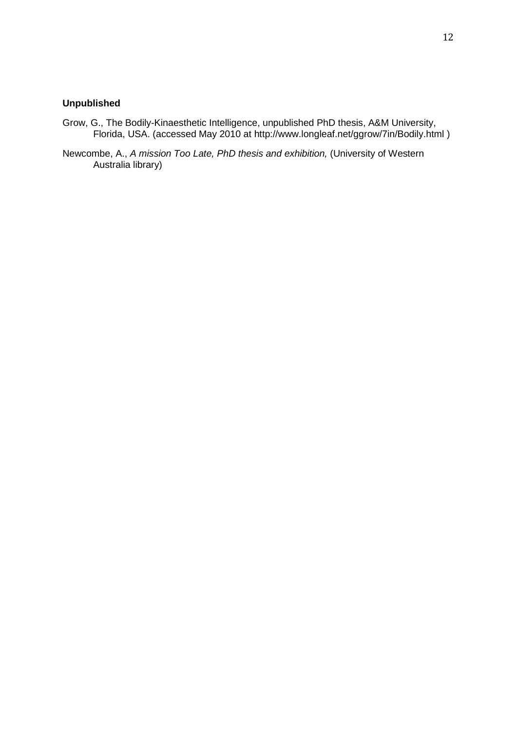**Unpublished**

Grow, G., The Bodily-Kinaesthetic Intelligence, unpublished PhD thesis, A&M University, Florida, USA. (accessed May 2010 at http://www.longleaf.net/ggrow/7in/Bodily.html )

Newcombe, A., *A mission Too Late, PhD thesis and exhibition,* (University of Western Australia library)